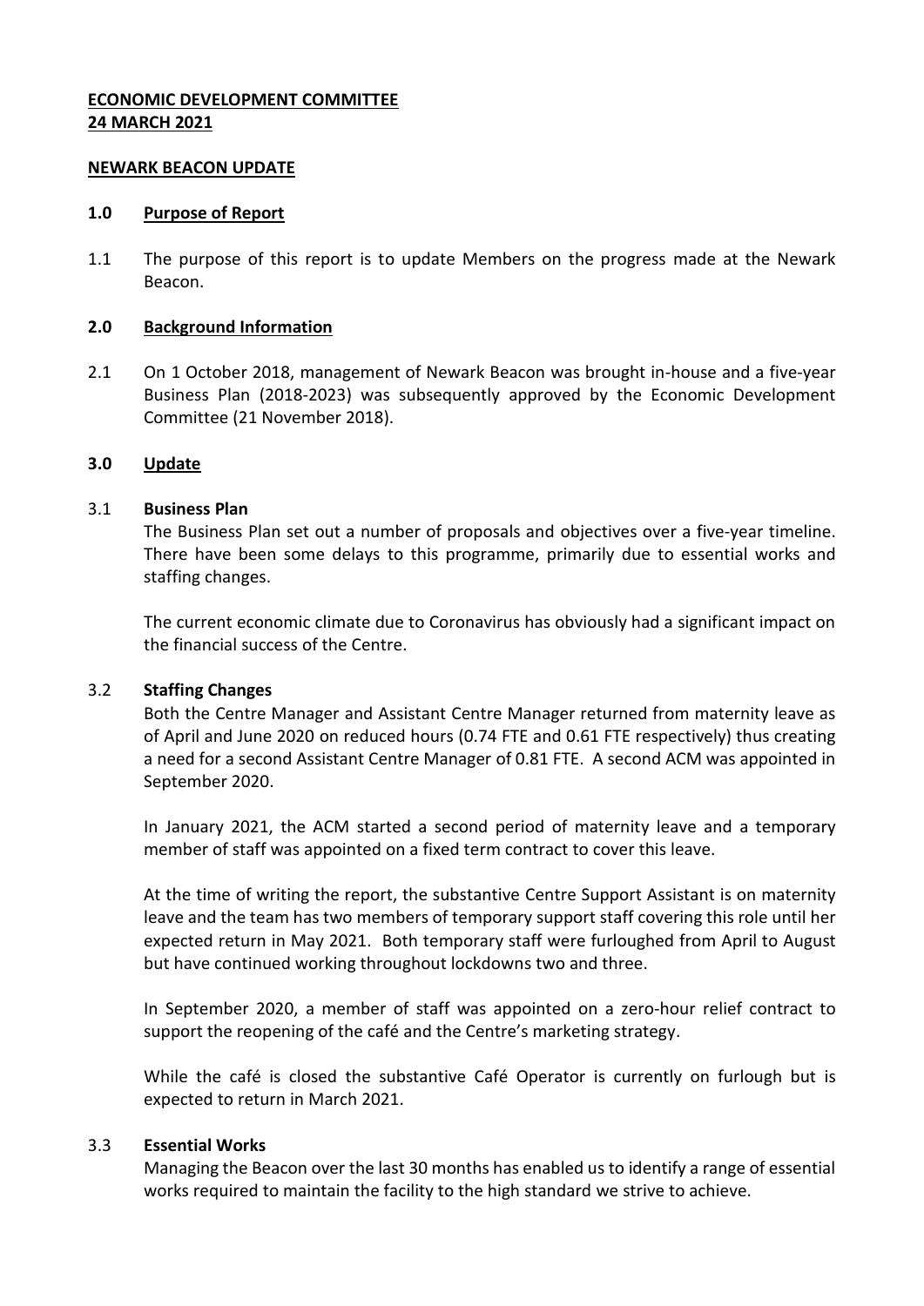**ECONOMIC DEVELOPMENT COMMITTEE**
**24 MARCH 2021**

**NEWARK BEACON UPDATE**

## 1.0 Purpose of Report

1.1 The purpose of this report is to update Members on the progress made at the Newark Beacon.

## 2.0 Background Information

2.1 On 1 October 2018, management of Newark Beacon was brought in-house and a five-year Business Plan (2018-2023) was subsequently approved by the Economic Development Committee (21 November 2018).

## 3.0 Update

3.1 **Business Plan**

The Business Plan set out a number of proposals and objectives over a five-year timeline. There have been some delays to this programme, primarily due to essential works and staffing changes.

The current economic climate due to Coronavirus has obviously had a significant impact on the financial success of the Centre.

3.2 **Staffing Changes**

Both the Centre Manager and Assistant Centre Manager returned from maternity leave as of April and June 2020 on reduced hours (0.74 FTE and 0.61 FTE respectively) thus creating a need for a second Assistant Centre Manager of 0.81 FTE. A second ACM was appointed in September 2020.

In January 2021, the ACM started a second period of maternity leave and a temporary member of staff was appointed on a fixed term contract to cover this leave.

At the time of writing the report, the substantive Centre Support Assistant is on maternity leave and the team has two members of temporary support staff covering this role until her expected return in May 2021. Both temporary staff were furloughed from April to August but have continued working throughout lockdowns two and three.

In September 2020, a member of staff was appointed on a zero-hour relief contract to support the reopening of the café and the Centre's marketing strategy.

While the café is closed the substantive Café Operator is currently on furlough but is expected to return in March 2021.

3.3 **Essential Works**

Managing the Beacon over the last 30 months has enabled us to identify a range of essential works required to maintain the facility to the high standard we strive to achieve.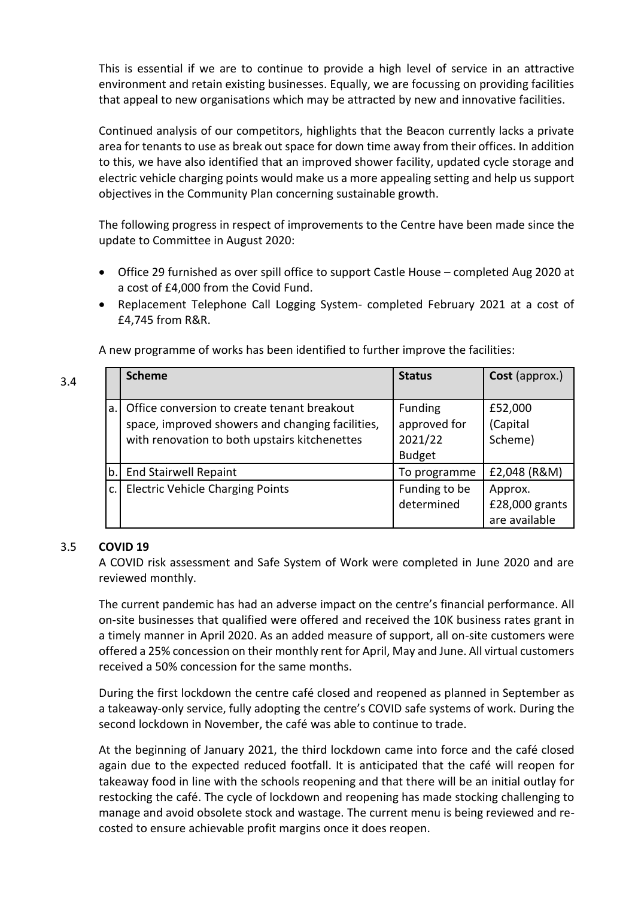This is essential if we are to continue to provide a high level of service in an attractive environment and retain existing businesses. Equally, we are focussing on providing facilities that appeal to new organisations which may be attracted by new and innovative facilities.

Continued analysis of our competitors, highlights that the Beacon currently lacks a private area for tenants to use as break out space for down time away from their offices. In addition to this, we have also identified that an improved shower facility, updated cycle storage and electric vehicle charging points would make us a more appealing setting and help us support objectives in the Community Plan concerning sustainable growth.

The following progress in respect of improvements to the Centre have been made since the update to Committee in August 2020:

- Office 29 furnished as over spill office to support Castle House – completed Aug 2020 at a cost of £4,000 from the Covid Fund.
- Replacement Telephone Call Logging System- completed February 2021 at a cost of £4,745 from R&R.

A new programme of works has been identified to further improve the facilities:

3.4

| | Scheme | Status | Cost (approx.) |
|---|---|---|---|
| a. | Office conversion to create tenant breakout space, improved showers and changing facilities, with renovation to both upstairs kitchenettes | Funding approved for 2021/22 Budget | £52,000 (Capital Scheme) |
| b. | End Stairwell Repaint | To programme | £2,048 (R&M) |
| c. | Electric Vehicle Charging Points | Funding to be determined | Approx. £28,000 grants are available |

### 3.5 COVID 19

A COVID risk assessment and Safe System of Work were completed in June 2020 and are reviewed monthly.

The current pandemic has had an adverse impact on the centre's financial performance. All on-site businesses that qualified were offered and received the 10K business rates grant in a timely manner in April 2020. As an added measure of support, all on-site customers were offered a 25% concession on their monthly rent for April, May and June. All virtual customers received a 50% concession for the same months.

During the first lockdown the centre café closed and reopened as planned in September as a takeaway-only service, fully adopting the centre's COVID safe systems of work. During the second lockdown in November, the café was able to continue to trade.

At the beginning of January 2021, the third lockdown came into force and the café closed again due to the expected reduced footfall. It is anticipated that the café will reopen for takeaway food in line with the schools reopening and that there will be an initial outlay for restocking the café. The cycle of lockdown and reopening has made stocking challenging to manage and avoid obsolete stock and wastage. The current menu is being reviewed and re-costed to ensure achievable profit margins once it does reopen.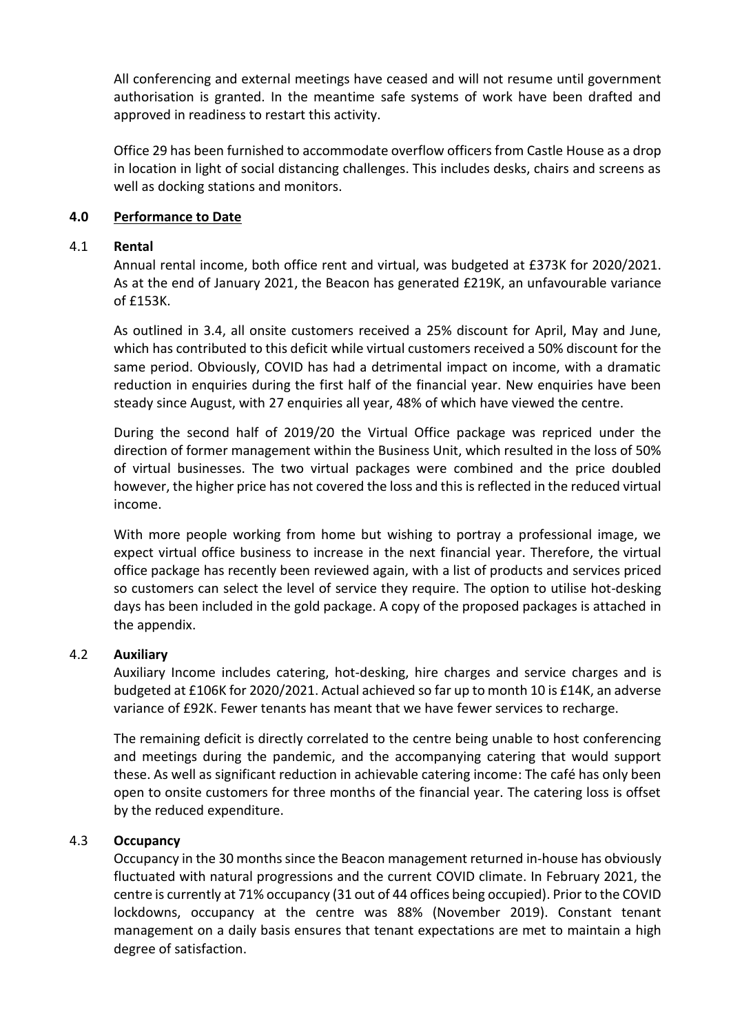All conferencing and external meetings have ceased and will not resume until government authorisation is granted. In the meantime safe systems of work have been drafted and approved in readiness to restart this activity.

Office 29 has been furnished to accommodate overflow officers from Castle House as a drop in location in light of social distancing challenges. This includes desks, chairs and screens as well as docking stations and monitors.

## 4.0 Performance to Date

### 4.1 Rental

Annual rental income, both office rent and virtual, was budgeted at £373K for 2020/2021. As at the end of January 2021, the Beacon has generated £219K, an unfavourable variance of £153K.

As outlined in 3.4, all onsite customers received a 25% discount for April, May and June, which has contributed to this deficit while virtual customers received a 50% discount for the same period. Obviously, COVID has had a detrimental impact on income, with a dramatic reduction in enquiries during the first half of the financial year. New enquiries have been steady since August, with 27 enquiries all year, 48% of which have viewed the centre.

During the second half of 2019/20 the Virtual Office package was repriced under the direction of former management within the Business Unit, which resulted in the loss of 50% of virtual businesses. The two virtual packages were combined and the price doubled however, the higher price has not covered the loss and this is reflected in the reduced virtual income.

With more people working from home but wishing to portray a professional image, we expect virtual office business to increase in the next financial year. Therefore, the virtual office package has recently been reviewed again, with a list of products and services priced so customers can select the level of service they require. The option to utilise hot-desking days has been included in the gold package. A copy of the proposed packages is attached in the appendix.

### 4.2 Auxiliary

Auxiliary Income includes catering, hot-desking, hire charges and service charges and is budgeted at £106K for 2020/2021. Actual achieved so far up to month 10 is £14K, an adverse variance of £92K. Fewer tenants has meant that we have fewer services to recharge.

The remaining deficit is directly correlated to the centre being unable to host conferencing and meetings during the pandemic, and the accompanying catering that would support these. As well as significant reduction in achievable catering income: The café has only been open to onsite customers for three months of the financial year. The catering loss is offset by the reduced expenditure.

### 4.3 Occupancy

Occupancy in the 30 months since the Beacon management returned in-house has obviously fluctuated with natural progressions and the current COVID climate. In February 2021, the centre is currently at 71% occupancy (31 out of 44 offices being occupied). Prior to the COVID lockdowns, occupancy at the centre was 88% (November 2019). Constant tenant management on a daily basis ensures that tenant expectations are met to maintain a high degree of satisfaction.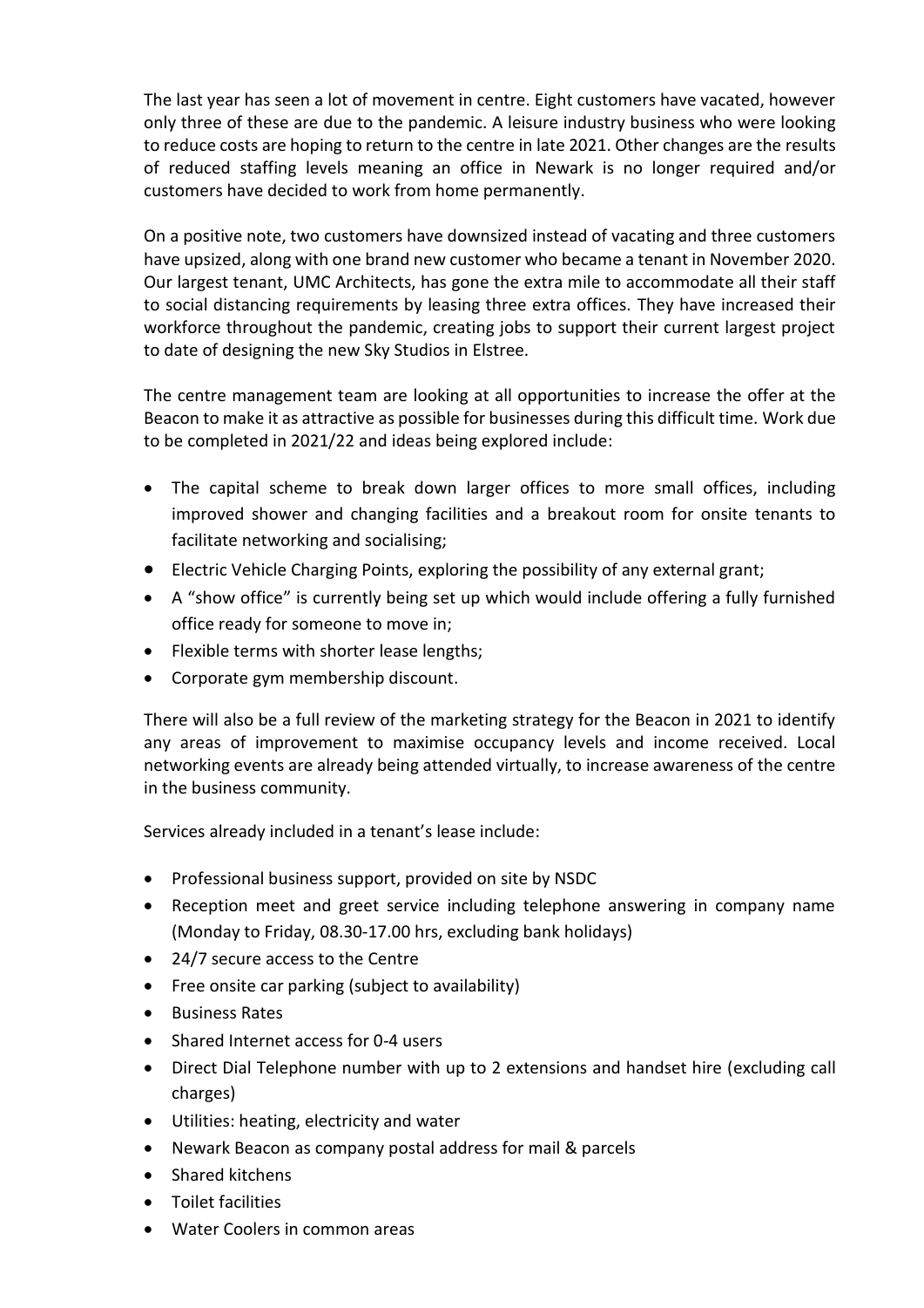The last year has seen a lot of movement in centre. Eight customers have vacated, however only three of these are due to the pandemic. A leisure industry business who were looking to reduce costs are hoping to return to the centre in late 2021. Other changes are the results of reduced staffing levels meaning an office in Newark is no longer required and/or customers have decided to work from home permanently.

On a positive note, two customers have downsized instead of vacating and three customers have upsized, along with one brand new customer who became a tenant in November 2020. Our largest tenant, UMC Architects, has gone the extra mile to accommodate all their staff to social distancing requirements by leasing three extra offices. They have increased their workforce throughout the pandemic, creating jobs to support their current largest project to date of designing the new Sky Studios in Elstree.

The centre management team are looking at all opportunities to increase the offer at the Beacon to make it as attractive as possible for businesses during this difficult time. Work due to be completed in 2021/22 and ideas being explored include:

- The capital scheme to break down larger offices to more small offices, including improved shower and changing facilities and a breakout room for onsite tenants to facilitate networking and socialising;
- Electric Vehicle Charging Points, exploring the possibility of any external grant;
- A "show office" is currently being set up which would include offering a fully furnished office ready for someone to move in;
- Flexible terms with shorter lease lengths;
- Corporate gym membership discount.

There will also be a full review of the marketing strategy for the Beacon in 2021 to identify any areas of improvement to maximise occupancy levels and income received. Local networking events are already being attended virtually, to increase awareness of the centre in the business community.

Services already included in a tenant's lease include:

- Professional business support, provided on site by NSDC
- Reception meet and greet service including telephone answering in company name (Monday to Friday, 08.30-17.00 hrs, excluding bank holidays)
- 24/7 secure access to the Centre
- Free onsite car parking (subject to availability)
- Business Rates
- Shared Internet access for 0-4 users
- Direct Dial Telephone number with up to 2 extensions and handset hire (excluding call charges)
- Utilities: heating, electricity and water
- Newark Beacon as company postal address for mail & parcels
- Shared kitchens
- Toilet facilities
- Water Coolers in common areas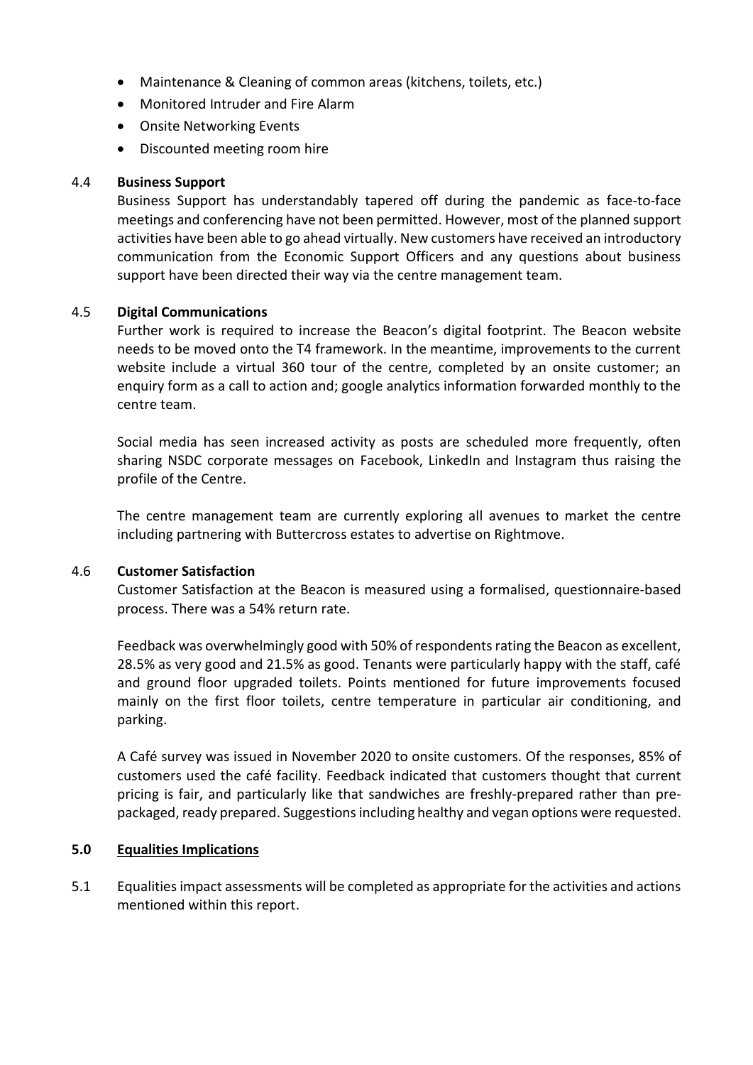- Maintenance & Cleaning of common areas (kitchens, toilets, etc.)
- Monitored Intruder and Fire Alarm
- Onsite Networking Events
- Discounted meeting room hire

### 4.4 Business Support

Business Support has understandably tapered off during the pandemic as face-to-face meetings and conferencing have not been permitted. However, most of the planned support activities have been able to go ahead virtually. New customers have received an introductory communication from the Economic Support Officers and any questions about business support have been directed their way via the centre management team.

### 4.5 Digital Communications

Further work is required to increase the Beacon's digital footprint. The Beacon website needs to be moved onto the T4 framework. In the meantime, improvements to the current website include a virtual 360 tour of the centre, completed by an onsite customer; an enquiry form as a call to action and; google analytics information forwarded monthly to the centre team.

Social media has seen increased activity as posts are scheduled more frequently, often sharing NSDC corporate messages on Facebook, LinkedIn and Instagram thus raising the profile of the Centre.

The centre management team are currently exploring all avenues to market the centre including partnering with Buttercross estates to advertise on Rightmove.

### 4.6 Customer Satisfaction

Customer Satisfaction at the Beacon is measured using a formalised, questionnaire-based process. There was a 54% return rate.

Feedback was overwhelmingly good with 50% of respondents rating the Beacon as excellent, 28.5% as very good and 21.5% as good. Tenants were particularly happy with the staff, café and ground floor upgraded toilets. Points mentioned for future improvements focused mainly on the first floor toilets, centre temperature in particular air conditioning, and parking.

A Café survey was issued in November 2020 to onsite customers. Of the responses, 85% of customers used the café facility. Feedback indicated that customers thought that current pricing is fair, and particularly like that sandwiches are freshly-prepared rather than pre-packaged, ready prepared. Suggestions including healthy and vegan options were requested.

## 5.0 Equalities Implications

5.1 Equalities impact assessments will be completed as appropriate for the activities and actions mentioned within this report.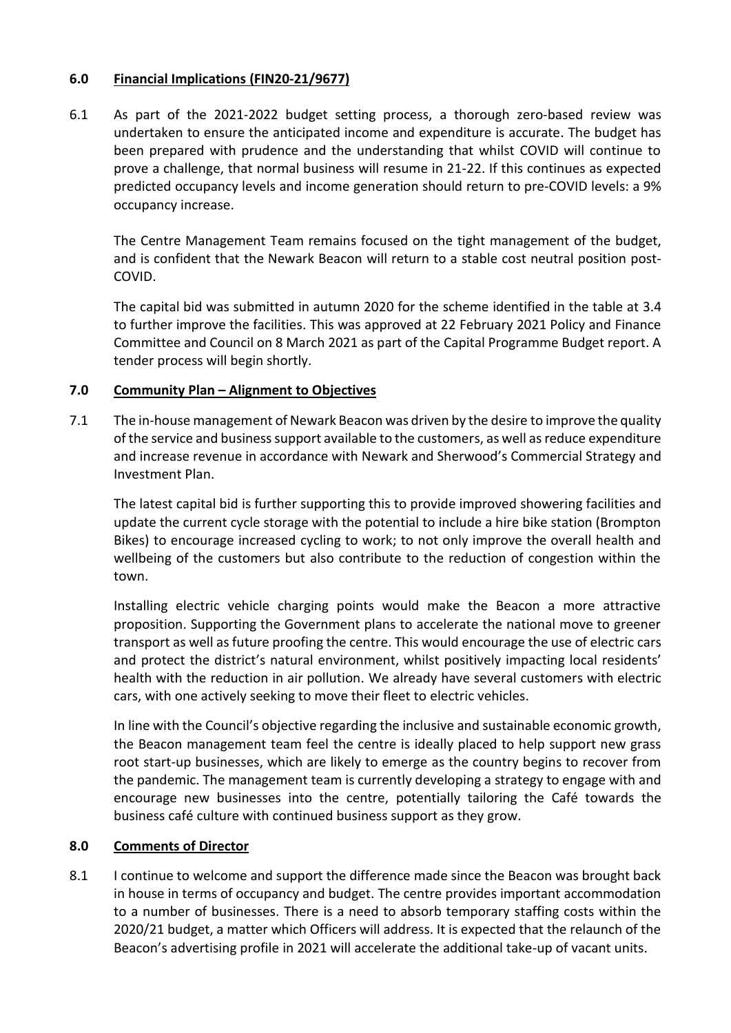## 6.0 Financial Implications (FIN20-21/9677)

6.1 As part of the 2021-2022 budget setting process, a thorough zero-based review was undertaken to ensure the anticipated income and expenditure is accurate. The budget has been prepared with prudence and the understanding that whilst COVID will continue to prove a challenge, that normal business will resume in 21-22. If this continues as expected predicted occupancy levels and income generation should return to pre-COVID levels: a 9% occupancy increase.

The Centre Management Team remains focused on the tight management of the budget, and is confident that the Newark Beacon will return to a stable cost neutral position post-COVID.

The capital bid was submitted in autumn 2020 for the scheme identified in the table at 3.4 to further improve the facilities. This was approved at 22 February 2021 Policy and Finance Committee and Council on 8 March 2021 as part of the Capital Programme Budget report. A tender process will begin shortly.

## 7.0 Community Plan – Alignment to Objectives

7.1 The in-house management of Newark Beacon was driven by the desire to improve the quality of the service and business support available to the customers, as well as reduce expenditure and increase revenue in accordance with Newark and Sherwood's Commercial Strategy and Investment Plan.

The latest capital bid is further supporting this to provide improved showering facilities and update the current cycle storage with the potential to include a hire bike station (Brompton Bikes) to encourage increased cycling to work; to not only improve the overall health and wellbeing of the customers but also contribute to the reduction of congestion within the town.

Installing electric vehicle charging points would make the Beacon a more attractive proposition. Supporting the Government plans to accelerate the national move to greener transport as well as future proofing the centre. This would encourage the use of electric cars and protect the district's natural environment, whilst positively impacting local residents' health with the reduction in air pollution. We already have several customers with electric cars, with one actively seeking to move their fleet to electric vehicles.

In line with the Council's objective regarding the inclusive and sustainable economic growth, the Beacon management team feel the centre is ideally placed to help support new grass root start-up businesses, which are likely to emerge as the country begins to recover from the pandemic. The management team is currently developing a strategy to engage with and encourage new businesses into the centre, potentially tailoring the Café towards the business café culture with continued business support as they grow.

## 8.0 Comments of Director

8.1 I continue to welcome and support the difference made since the Beacon was brought back in house in terms of occupancy and budget. The centre provides important accommodation to a number of businesses. There is a need to absorb temporary staffing costs within the 2020/21 budget, a matter which Officers will address. It is expected that the relaunch of the Beacon's advertising profile in 2021 will accelerate the additional take-up of vacant units.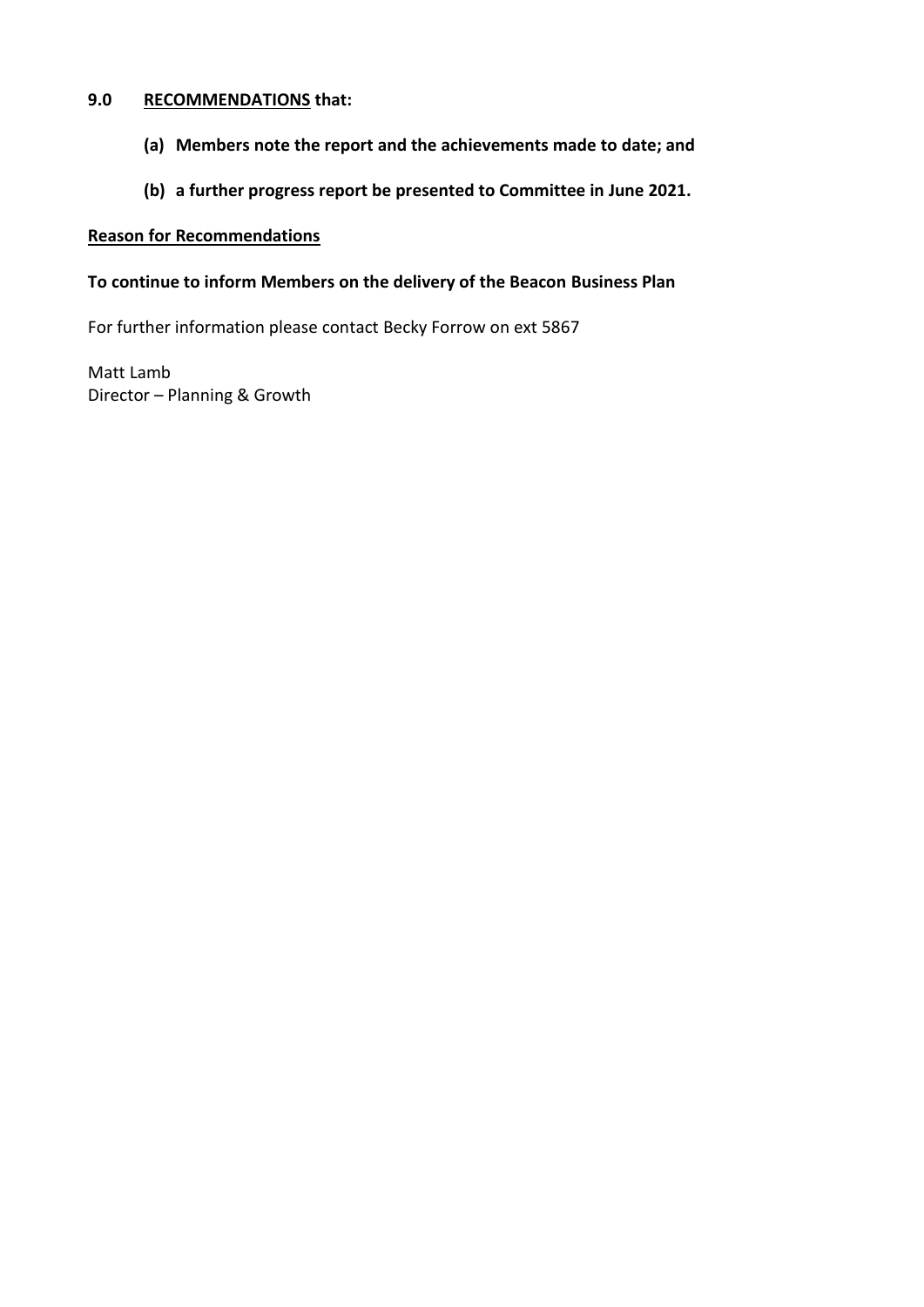## 9.0 **RECOMMENDATIONS that:**

**(a) Members note the report and the achievements made to date; and**

**(b) a further progress report be presented to Committee in June 2021.**

**Reason for Recommendations**

**To continue to inform Members on the delivery of the Beacon Business Plan**

For further information please contact Becky Forrow on ext 5867

Matt Lamb
Director – Planning & Growth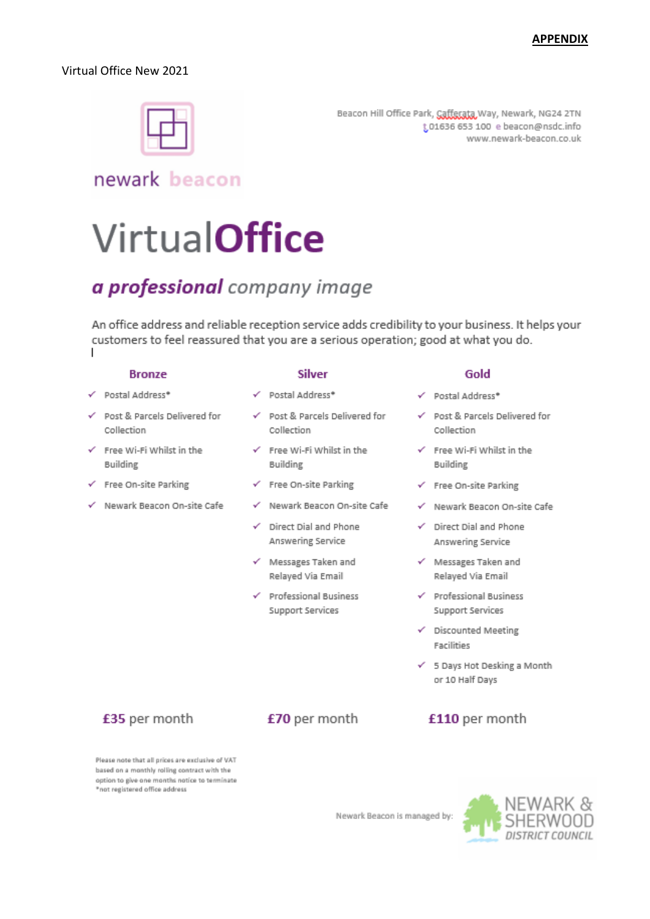**APPENDIX**

Virtual Office New 2021

newark beacon

Beacon Hill Office Park, Cafferata Way, Newark, NG24 2TN
t 01636 653 100 e beacon@nsdc.info
www.newark-beacon.co.uk

# VirtualOffice

## *a professional company image*

An office address and reliable reception service adds credibility to your business. It helps your customers to feel reassured that you are a serious operation; good at what you do.

| Bronze | Silver | Gold |
|---|---|---|
| ✓ Postal Address* | ✓ Postal Address* | ✓ Postal Address* |
| ✓ Post & Parcels Delivered for Collection | ✓ Post & Parcels Delivered for Collection | ✓ Post & Parcels Delivered for Collection |
| ✓ Free Wi-Fi Whilst in the Building | ✓ Free Wi-Fi Whilst in the Building | ✓ Free Wi-Fi Whilst in the Building |
| ✓ Free On-site Parking | ✓ Free On-site Parking | ✓ Free On-site Parking |
| ✓ Newark Beacon On-site Cafe | ✓ Newark Beacon On-site Cafe | ✓ Newark Beacon On-site Cafe |
| | ✓ Direct Dial and Phone Answering Service | ✓ Direct Dial and Phone Answering Service |
| | ✓ Messages Taken and Relayed Via Email | ✓ Messages Taken and Relayed Via Email |
| | ✓ Professional Business Support Services | ✓ Professional Business Support Services |
| | | ✓ Discounted Meeting Facilities |
| | | ✓ 5 Days Hot Desking a Month or 10 Half Days |
| **£35** per month | **£70** per month | **£110** per month |

Please note that all prices are exclusive of VAT based on a monthly rolling contract with the option to give one months notice to terminate
*not registered office address

Newark Beacon is managed by: NEWARK & SHERWOOD DISTRICT COUNCIL